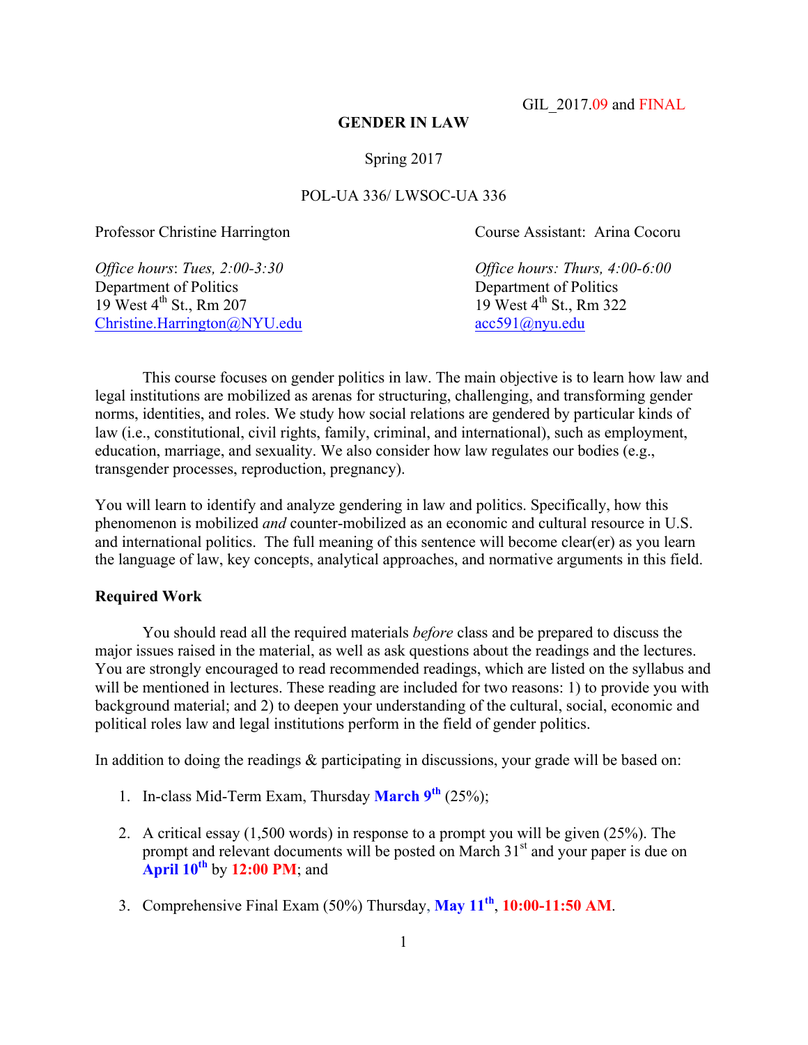GIL_2017.09 and FINAL

# GENDER IN LAW

Spring 2017

POL-UA 336/ LWSOC-UA 336

Professor Christine Harrington

*Office hours*: *Tues, 2:00-3:30*
Department of Politics
19 West 4th St., Rm 207
Christine.Harrington@NYU.edu

Course Assistant: Arina Cocoru

*Office hours: Thurs, 4:00-6:00*
Department of Politics
19 West 4th St., Rm 322
acc591@nyu.edu

This course focuses on gender politics in law. The main objective is to learn how law and legal institutions are mobilized as arenas for structuring, challenging, and transforming gender norms, identities, and roles. We study how social relations are gendered by particular kinds of law (i.e., constitutional, civil rights, family, criminal, and international), such as employment, education, marriage, and sexuality. We also consider how law regulates our bodies (e.g., transgender processes, reproduction, pregnancy).

You will learn to identify and analyze gendering in law and politics. Specifically, how this phenomenon is mobilized *and* counter-mobilized as an economic and cultural resource in U.S. and international politics. The full meaning of this sentence will become clear(er) as you learn the language of law, key concepts, analytical approaches, and normative arguments in this field.

**Required Work**

You should read all the required materials *before* class and be prepared to discuss the major issues raised in the material, as well as ask questions about the readings and the lectures. You are strongly encouraged to read recommended readings, which are listed on the syllabus and will be mentioned in lectures. These reading are included for two reasons: 1) to provide you with background material; and 2) to deepen your understanding of the cultural, social, economic and political roles law and legal institutions perform in the field of gender politics.

In addition to doing the readings & participating in discussions, your grade will be based on:

1. In-class Mid-Term Exam, Thursday **March 9th** (25%);
2. A critical essay (1,500 words) in response to a prompt you will be given (25%). The prompt and relevant documents will be posted on March 31st and your paper is due on **April 10th** by **12:00 PM**; and
3. Comprehensive Final Exam (50%) Thursday, **May 11th**, **10:00-11:50 AM**.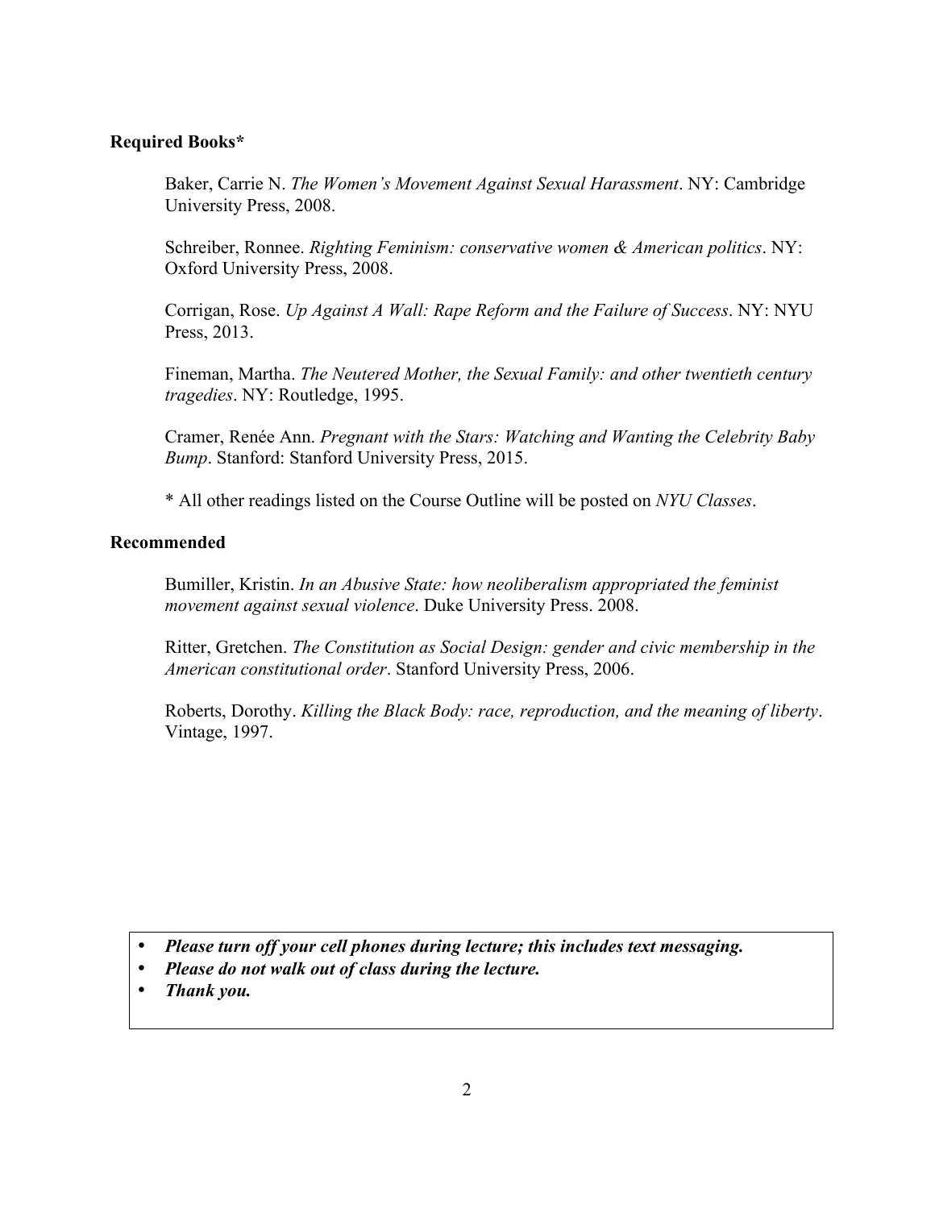**Required Books***

Baker, Carrie N. *The Women's Movement Against Sexual Harassment*. NY: Cambridge University Press, 2008.

Schreiber, Ronnee. *Righting Feminism: conservative women & American politics*. NY: Oxford University Press, 2008.

Corrigan, Rose. *Up Against A Wall: Rape Reform and the Failure of Success*. NY: NYU Press, 2013.

Fineman, Martha. *The Neutered Mother, the Sexual Family: and other twentieth century tragedies*. NY: Routledge, 1995.

Cramer, Renée Ann. *Pregnant with the Stars: Watching and Wanting the Celebrity Baby Bump*. Stanford: Stanford University Press, 2015.

* All other readings listed on the Course Outline will be posted on *NYU Classes*.

**Recommended**

Bumiller, Kristin. *In an Abusive State: how neoliberalism appropriated the feminist movement against sexual violence*. Duke University Press. 2008.

Ritter, Gretchen. *The Constitution as Social Design: gender and civic membership in the American constitutional order*. Stanford University Press, 2006.

Roberts, Dorothy. *Killing the Black Body: race, reproduction, and the meaning of liberty*. Vintage, 1997.

- ***Please turn off your cell phones during lecture; this includes text messaging.***
- ***Please do not walk out of class during the lecture.***
- ***Thank you.***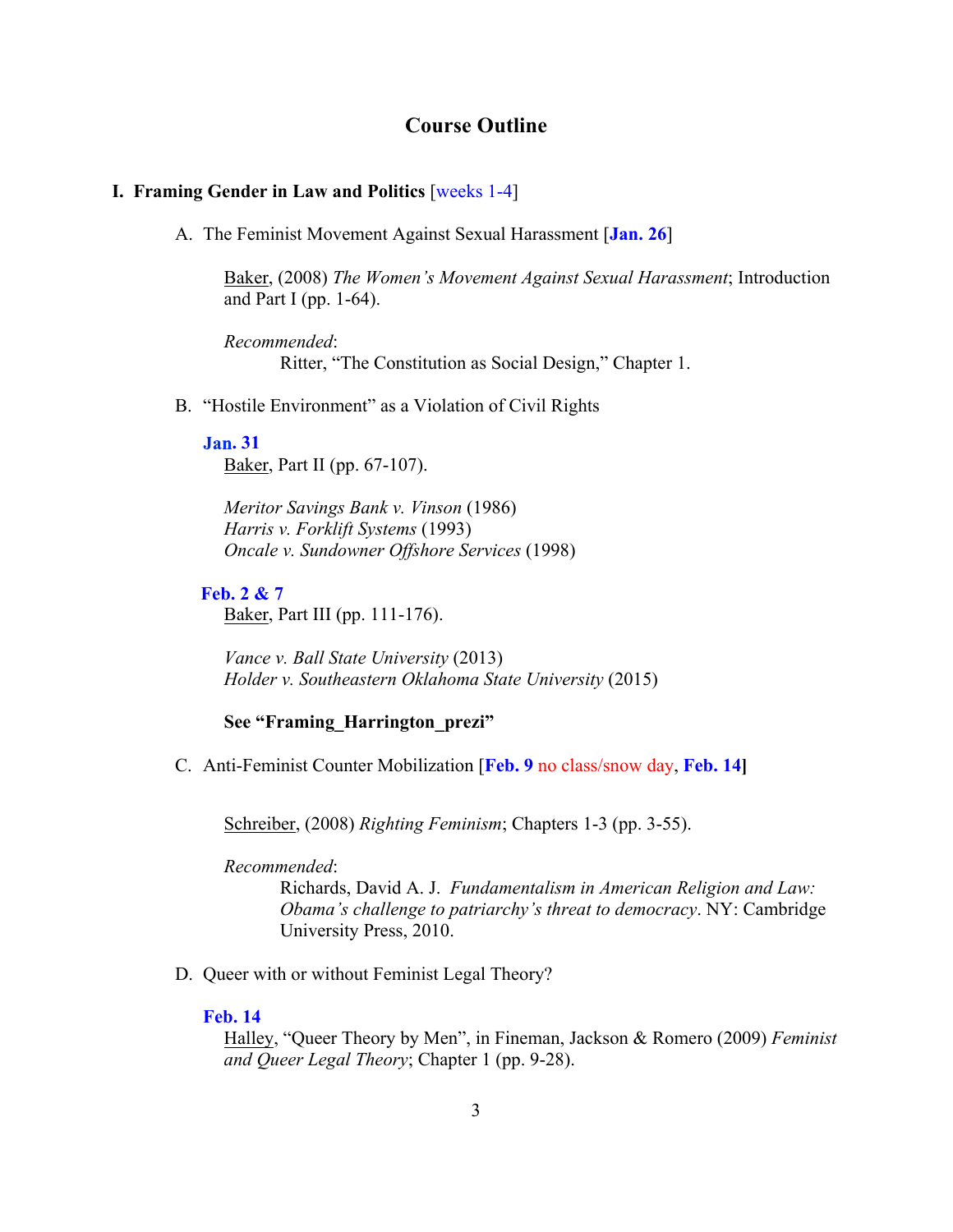# Course Outline

## I. Framing Gender in Law and Politics [weeks 1-4]

### A. The Feminist Movement Against Sexual Harassment [**Jan. 26**]

Baker, (2008) *The Women's Movement Against Sexual Harassment*; Introduction and Part I (pp. 1-64).

*Recommended*:

Ritter, "The Constitution as Social Design," Chapter 1.

### B. "Hostile Environment" as a Violation of Civil Rights

**Jan. 31**

Baker, Part II (pp. 67-107).

*Meritor Savings Bank v. Vinson* (1986)
*Harris v. Forklift Systems* (1993)
*Oncale v. Sundowner Offshore Services* (1998)

**Feb. 2 & 7**

Baker, Part III (pp. 111-176).

*Vance v. Ball State University* (2013)
*Holder v. Southeastern Oklahoma State University* (2015)

**See "Framing_Harrington_prezi"**

### C. Anti-Feminist Counter Mobilization [**Feb. 9** no class/snow day, **Feb. 14**]

Schreiber, (2008) *Righting Feminism*; Chapters 1-3 (pp. 3-55).

*Recommended*:

Richards, David A. J. *Fundamentalism in American Religion and Law: Obama's challenge to patriarchy's threat to democracy*. NY: Cambridge University Press, 2010.

### D. Queer with or without Feminist Legal Theory?

**Feb. 14**

Halley, "Queer Theory by Men", in Fineman, Jackson & Romero (2009) *Feminist and Queer Legal Theory*; Chapter 1 (pp. 9-28).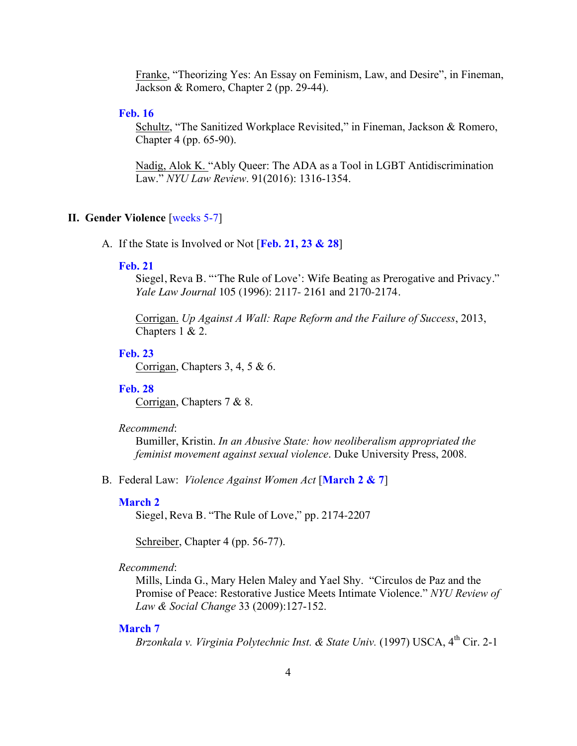Franke, "Theorizing Yes: An Essay on Feminism, Law, and Desire", in Fineman, Jackson & Romero, Chapter 2 (pp. 29-44).

**Feb. 16**

Schultz, "The Sanitized Workplace Revisited," in Fineman, Jackson & Romero, Chapter 4 (pp. 65-90).

Nadig, Alok K. "Ably Queer: The ADA as a Tool in LGBT Antidiscrimination Law." *NYU Law Review*. 91(2016): 1316-1354.

## II. Gender Violence [weeks 5-7]

### A. If the State is Involved or Not [**Feb. 21, 23 & 28**]

**Feb. 21**

Siegel, Reva B. "'The Rule of Love': Wife Beating as Prerogative and Privacy." *Yale Law Journal* 105 (1996): 2117- 2161 and 2170-2174.

Corrigan. *Up Against A Wall: Rape Reform and the Failure of Success*, 2013, Chapters 1 & 2.

**Feb. 23**

Corrigan, Chapters 3, 4, 5 & 6.

**Feb. 28**

Corrigan, Chapters 7 & 8.

*Recommend*:

Bumiller, Kristin. *In an Abusive State: how neoliberalism appropriated the feminist movement against sexual violence*. Duke University Press, 2008.

### B. Federal Law: *Violence Against Women Act* [**March 2 & 7**]

**March 2**

Siegel, Reva B. "The Rule of Love," pp. 2174-2207

Schreiber, Chapter 4 (pp. 56-77).

*Recommend*:

Mills, Linda G., Mary Helen Maley and Yael Shy. "Circulos de Paz and the Promise of Peace: Restorative Justice Meets Intimate Violence." *NYU Review of Law & Social Change* 33 (2009):127-152.

**March 7**

*Brzonkala v. Virginia Polytechnic Inst. & State Univ.* (1997) USCA, 4th Cir. 2-1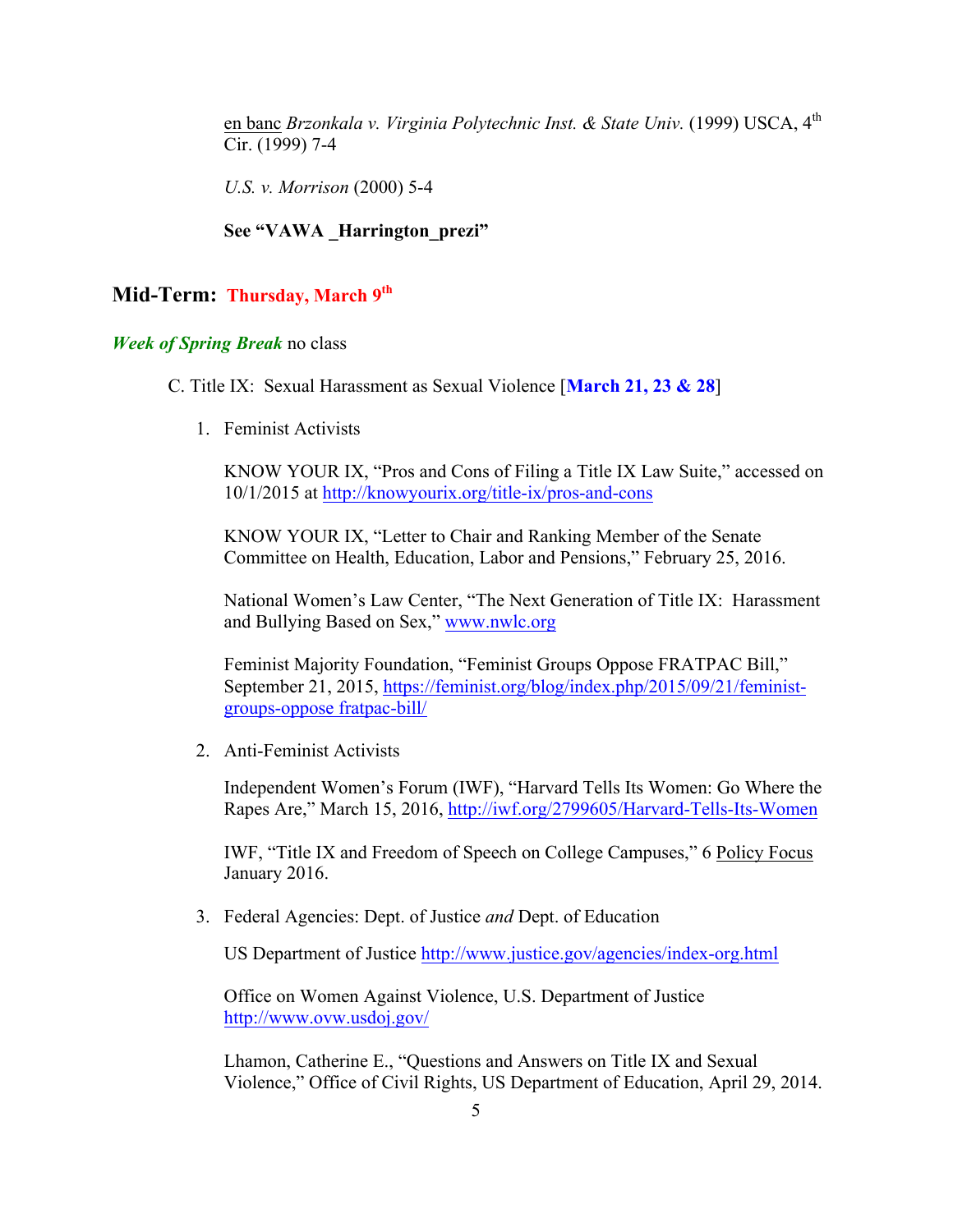<u>en banc</u> *Brzonkala v. Virginia Polytechnic Inst. & State Univ.* (1999) USCA, 4th Cir. (1999) 7-4

*U.S. v. Morrison* (2000) 5-4

**See "VAWA _Harrington_prezi"**

## Mid-Term: **Thursday, March 9th**

***Week of Spring Break*** no class

C. Title IX: Sexual Harassment as Sexual Violence [**March 21, 23 & 28**]

1. Feminist Activists

   KNOW YOUR IX, "Pros and Cons of Filing a Title IX Law Suite," accessed on 10/1/2015 at http://knowyourix.org/title-ix/pros-and-cons

   KNOW YOUR IX, "Letter to Chair and Ranking Member of the Senate Committee on Health, Education, Labor and Pensions," February 25, 2016.

   National Women's Law Center, "The Next Generation of Title IX: Harassment and Bullying Based on Sex," www.nwlc.org

   Feminist Majority Foundation, "Feminist Groups Oppose FRATPAC Bill," September 21, 2015, https://feminist.org/blog/index.php/2015/09/21/feminist-groups-oppose fratpac-bill/

2. Anti-Feminist Activists

   Independent Women's Forum (IWF), "Harvard Tells Its Women: Go Where the Rapes Are," March 15, 2016, http://iwf.org/2799605/Harvard-Tells-Its-Women

   IWF, "Title IX and Freedom of Speech on College Campuses," 6 <u>Policy Focus</u> January 2016.

3. Federal Agencies: Dept. of Justice *and* Dept. of Education

   US Department of Justice http://www.justice.gov/agencies/index-org.html

   Office on Women Against Violence, U.S. Department of Justice http://www.ovw.usdoj.gov/

   Lhamon, Catherine E., "Questions and Answers on Title IX and Sexual Violence," Office of Civil Rights, US Department of Education, April 29, 2014.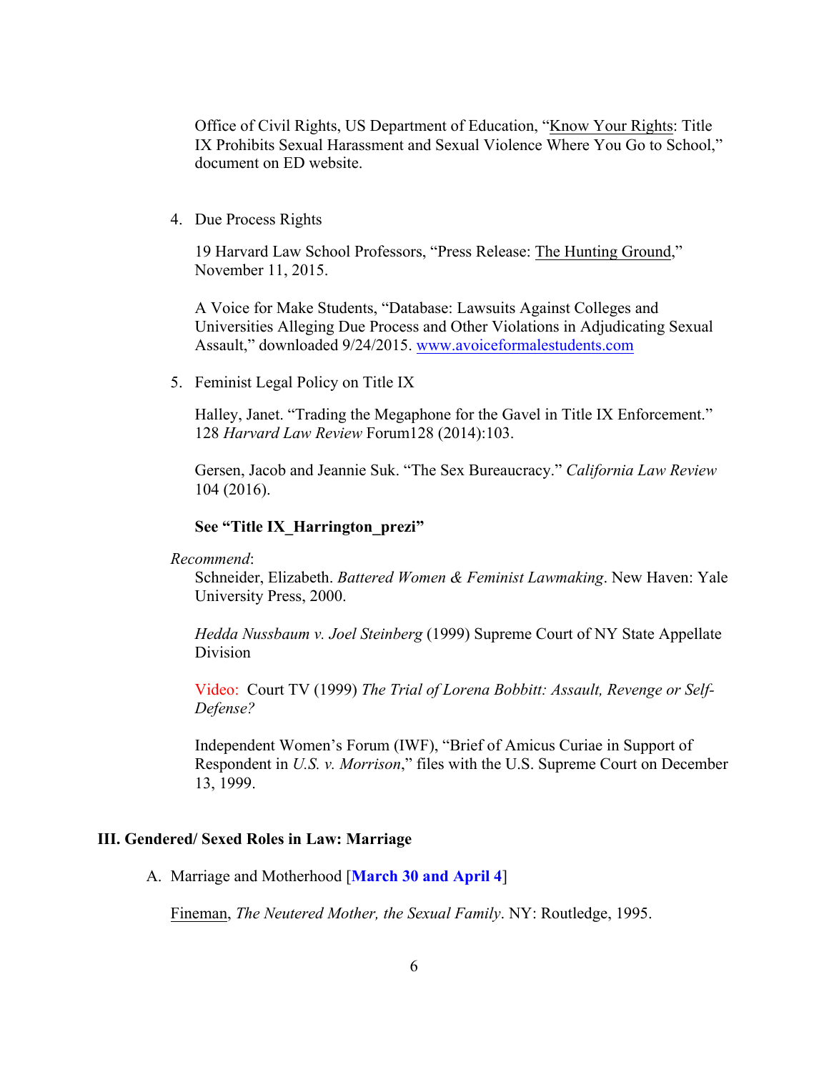Office of Civil Rights, US Department of Education, "Know Your Rights: Title IX Prohibits Sexual Harassment and Sexual Violence Where You Go to School," document on ED website.

4. Due Process Rights

   19 Harvard Law School Professors, "Press Release: The Hunting Ground," November 11, 2015.

   A Voice for Make Students, "Database: Lawsuits Against Colleges and Universities Alleging Due Process and Other Violations in Adjudicating Sexual Assault," downloaded 9/24/2015. www.avoiceformalestudents.com

5. Feminist Legal Policy on Title IX

   Halley, Janet. "Trading the Megaphone for the Gavel in Title IX Enforcement." 128 *Harvard Law Review* Forum128 (2014):103.

   Gersen, Jacob and Jeannie Suk. "The Sex Bureaucracy." *California Law Review* 104 (2016).

   **See "Title IX_Harrington_prezi"**

*Recommend*:

   Schneider, Elizabeth. *Battered Women & Feminist Lawmaking*. New Haven: Yale University Press, 2000.

   *Hedda Nussbaum v. Joel Steinberg* (1999) Supreme Court of NY State Appellate Division

   Video: Court TV (1999) *The Trial of Lorena Bobbitt: Assault, Revenge or Self-Defense?*

   Independent Women's Forum (IWF), "Brief of Amicus Curiae in Support of Respondent in *U.S. v. Morrison*," files with the U.S. Supreme Court on December 13, 1999.

## III. Gendered/ Sexed Roles in Law: Marriage

A. Marriage and Motherhood [**March 30 and April 4**]

   Fineman, *The Neutered Mother, the Sexual Family*. NY: Routledge, 1995.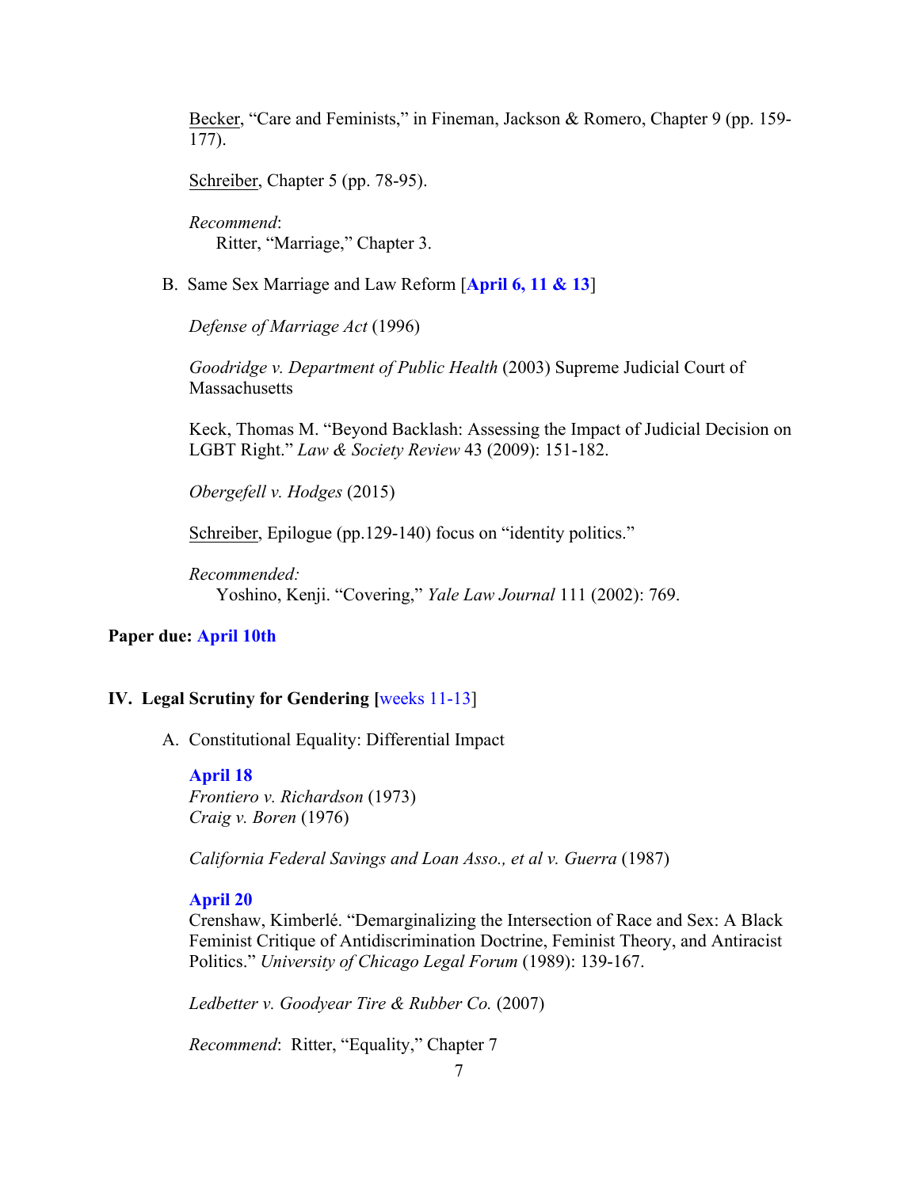Becker, "Care and Feminists," in Fineman, Jackson & Romero, Chapter 9 (pp. 159-177).

Schreiber, Chapter 5 (pp. 78-95).

*Recommend*:
Ritter, "Marriage," Chapter 3.

B. Same Sex Marriage and Law Reform [**April 6, 11 & 13**]

*Defense of Marriage Act* (1996)

*Goodridge v. Department of Public Health* (2003) Supreme Judicial Court of Massachusetts

Keck, Thomas M. "Beyond Backlash: Assessing the Impact of Judicial Decision on LGBT Right." *Law & Society Review* 43 (2009): 151-182.

*Obergefell v. Hodges* (2015)

Schreiber, Epilogue (pp.129-140) focus on "identity politics."

*Recommended:*
Yoshino, Kenji. "Covering," *Yale Law Journal* 111 (2002): 769.

**Paper due: April 10th**

## IV. Legal Scrutiny for Gendering [weeks 11-13]

A. Constitutional Equality: Differential Impact

**April 18**
*Frontiero v. Richardson* (1973)
*Craig v. Boren* (1976)

*California Federal Savings and Loan Asso., et al v. Guerra* (1987)

**April 20**
Crenshaw, Kimberlé. "Demarginalizing the Intersection of Race and Sex: A Black Feminist Critique of Antidiscrimination Doctrine, Feminist Theory, and Antiracist Politics." *University of Chicago Legal Forum* (1989): 139-167.

*Ledbetter v. Goodyear Tire & Rubber Co.* (2007)

*Recommend*: Ritter, "Equality," Chapter 7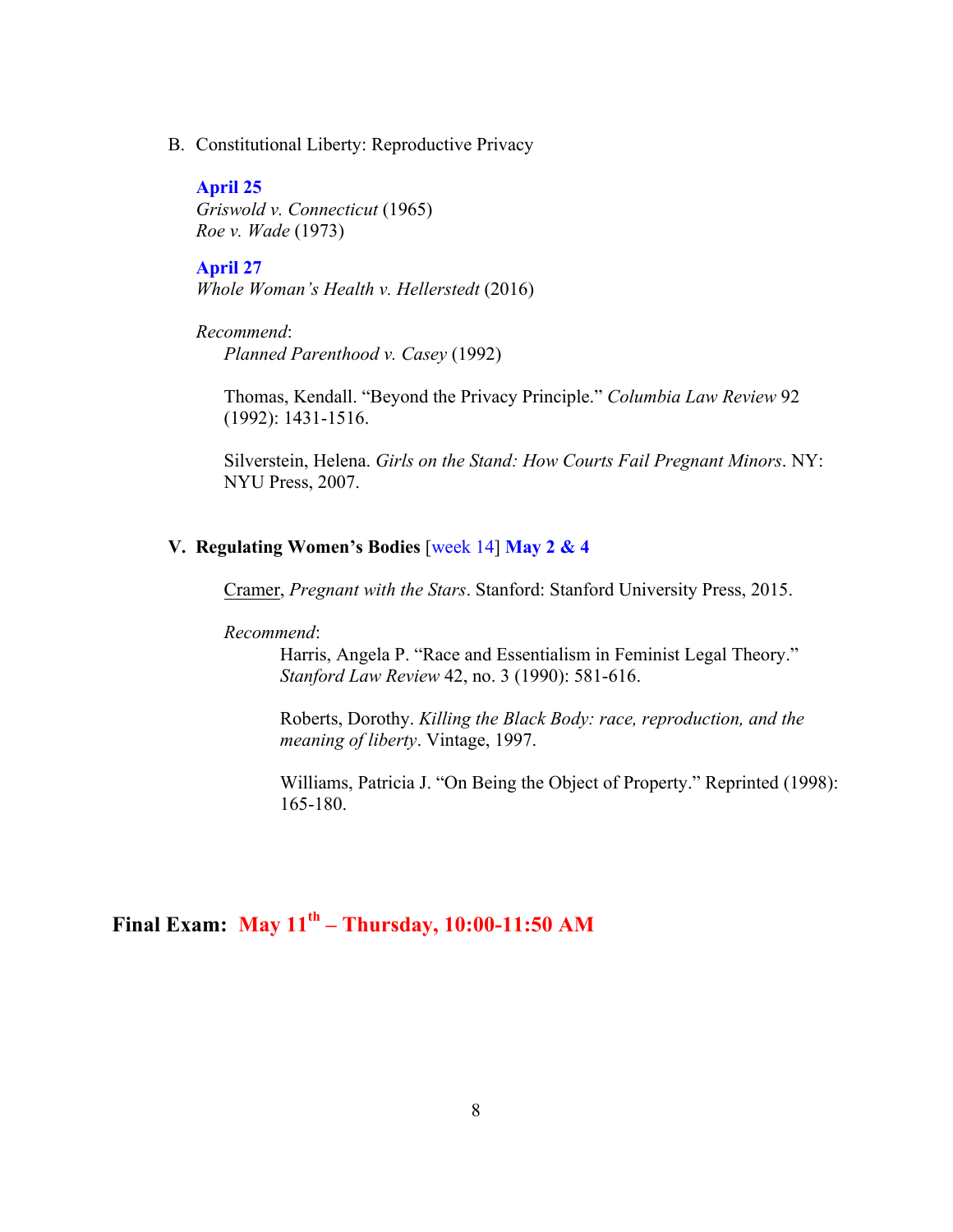B. Constitutional Liberty: Reproductive Privacy

**April 25**
*Griswold v. Connecticut* (1965)
*Roe v. Wade* (1973)

**April 27**
*Whole Woman's Health v. Hellerstedt* (2016)

*Recommend*:

*Planned Parenthood v. Casey* (1992)

Thomas, Kendall. "Beyond the Privacy Principle." *Columbia Law Review* 92 (1992): 1431-1516.

Silverstein, Helena. *Girls on the Stand: How Courts Fail Pregnant Minors*. NY: NYU Press, 2007.

## V. Regulating Women's Bodies [week 14] **May 2 & 4**

Cramer, *Pregnant with the Stars*. Stanford: Stanford University Press, 2015.

*Recommend*:

Harris, Angela P. "Race and Essentialism in Feminist Legal Theory." *Stanford Law Review* 42, no. 3 (1990): 581-616.

Roberts, Dorothy. *Killing the Black Body: race, reproduction, and the meaning of liberty*. Vintage, 1997.

Williams, Patricia J. "On Being the Object of Property." Reprinted (1998): 165-180.

## Final Exam: May 11th – Thursday, 10:00-11:50 AM